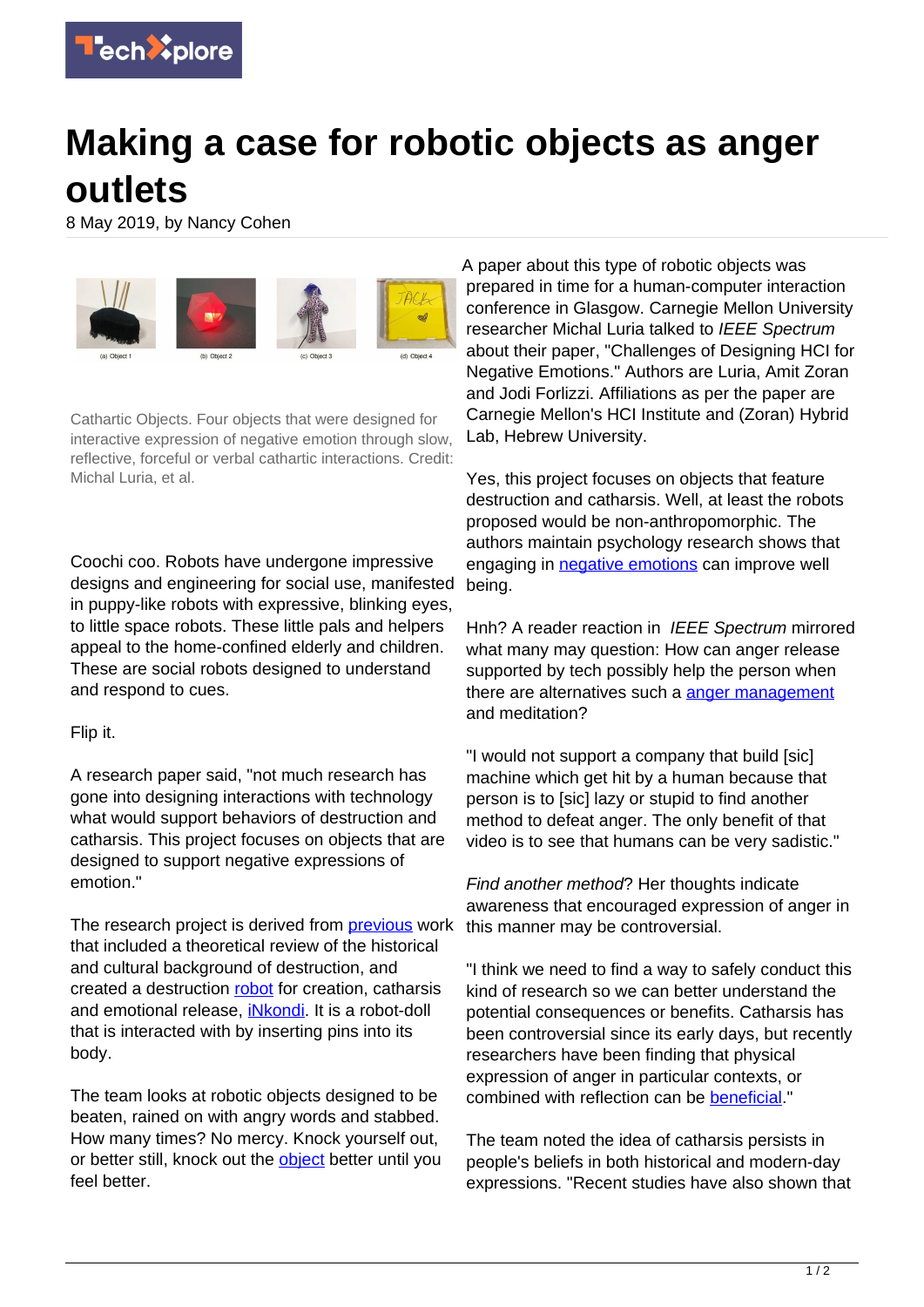# Making a case for robotic objects as anger outlets

8 May 2019, by Nancy Cohen

Cathartic Objects. Four objects that were designed for interactive expression of negative emotion through slow, reflective, forceful or verbal cathartic interactions. Credit: Michal Luria, et al.

Coochi coo. Robots have undergone impressive designs and engineering for social use, manifested in puppy-like robots with expressive, blinking eyes, to little space robots. These little pals and helpers appeal to the home-confined elderly and children. These are social robots designed to understand and respond to cues.

Flip it.

A research paper said, "not much research has gone into designing interactions with technology what would support behaviors of destruction and catharsis. This project focuses on objects that are designed to support negative expressions of emotion."

The research project is derived from previous work that included a theoretical review of the historical and cultural background of destruction, and created a destruction robot for creation, catharsis and emotional release, iNkondi. It is a robot-doll that is interacted with by inserting pins into its body.

The team looks at robotic objects designed to be beaten, rained on with angry words and stabbed. How many times? No mercy. Knock yourself out, or better still, knock out the object better until you feel better.

A paper about this type of robotic objects was prepared in time for a human-computer interaction conference in Glasgow. Carnegie Mellon University researcher Michal Luria talked to *IEEE Spectrum* about their paper, "Challenges of Designing HCI for Negative Emotions." Authors are Luria, Amit Zoran and Jodi Forlizzi. Affiliations as per the paper are Carnegie Mellon's HCI Institute and (Zoran) Hybrid Lab, Hebrew University.

Yes, this project focuses on objects that feature destruction and catharsis. Well, at least the robots proposed would be non-anthropomorphic. The authors maintain psychology research shows that engaging in negative emotions can improve well being.

Hnh? A reader reaction in *IEEE Spectrum* mirrored what many may question: How can anger release supported by tech possibly help the person when there are alternatives such a anger management and meditation?

"I would not support a company that build [sic] machine which get hit by a human because that person is to [sic] lazy or stupid to find another method to defeat anger. The only benefit of that video is to see that humans can be very sadistic."

*Find another method*? Her thoughts indicate awareness that encouraged expression of anger in this manner may be controversial.

"I think we need to find a way to safely conduct this kind of research so we can better understand the potential consequences or benefits. Catharsis has been controversial since its early days, but recently researchers have been finding that physical expression of anger in particular contexts, or combined with reflection can be beneficial."

The team noted the idea of catharsis persists in people's beliefs in both historical and modern-day expressions. "Recent studies have also shown that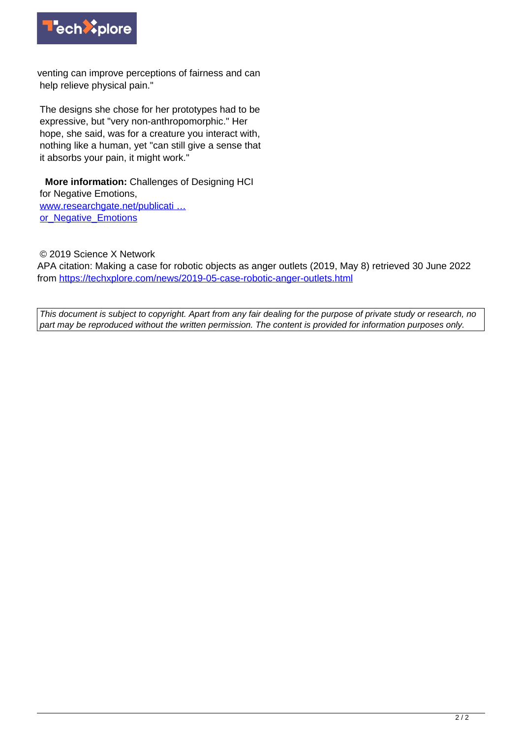venting can improve perceptions of fairness and can help relieve physical pain."

The designs she chose for her prototypes had to be expressive, but "very non-anthropomorphic." Her hope, she said, was for a creature you interact with, nothing like a human, yet "can still give a sense that it absorbs your pain, it might work."

**More information:** Challenges of Designing HCI for Negative Emotions, [www.researchgate.net/publicati … or_Negative_Emotions](www.researchgate.net/publicati … or_Negative_Emotions)

© 2019 Science X Network
APA citation: Making a case for robotic objects as anger outlets (2019, May 8) retrieved 30 June 2022 from [https://techxplore.com/news/2019-05-case-robotic-anger-outlets.html](https://techxplore.com/news/2019-05-case-robotic-anger-outlets.html)

*This document is subject to copyright. Apart from any fair dealing for the purpose of private study or research, no part may be reproduced without the written permission. The content is provided for information purposes only.*